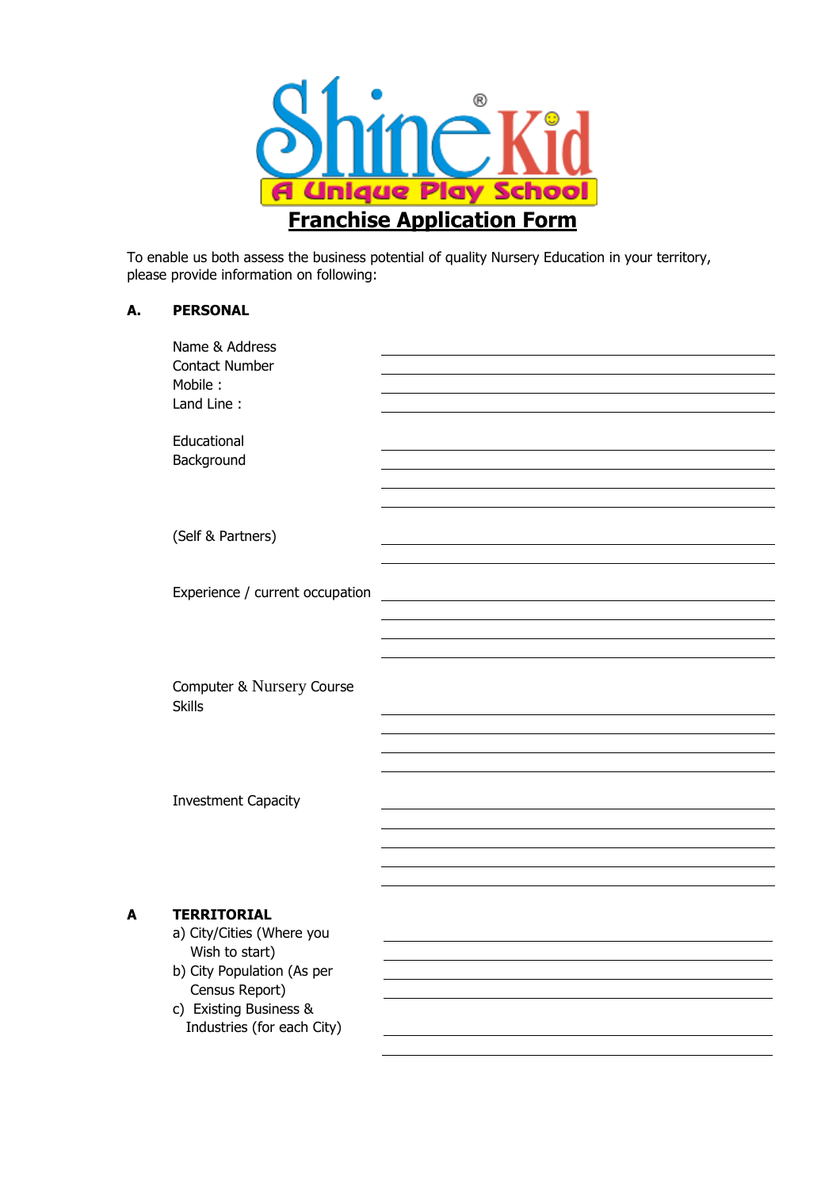# ShineKid®

**A Unique Play School**

## Franchise Application Form

To enable us both assess the business potential of quality Nursery Education in your territory, please provide information on following:

**A. PERSONAL**

Name & Address ____________________

Contact Number ____________________

Mobile : ____________________

Land Line : ____________________

Educational Background ____________________

(Self & Partners) ____________________

Experience / current occupation ____________________

Computer & Nursery Course Skills ____________________

Investment Capacity ____________________

**A TERRITORIAL**

a) City/Cities (Where you Wish to start) ____________________

b) City Population (As per Census Report) ____________________

c) Existing Business & Industries (for each City) ____________________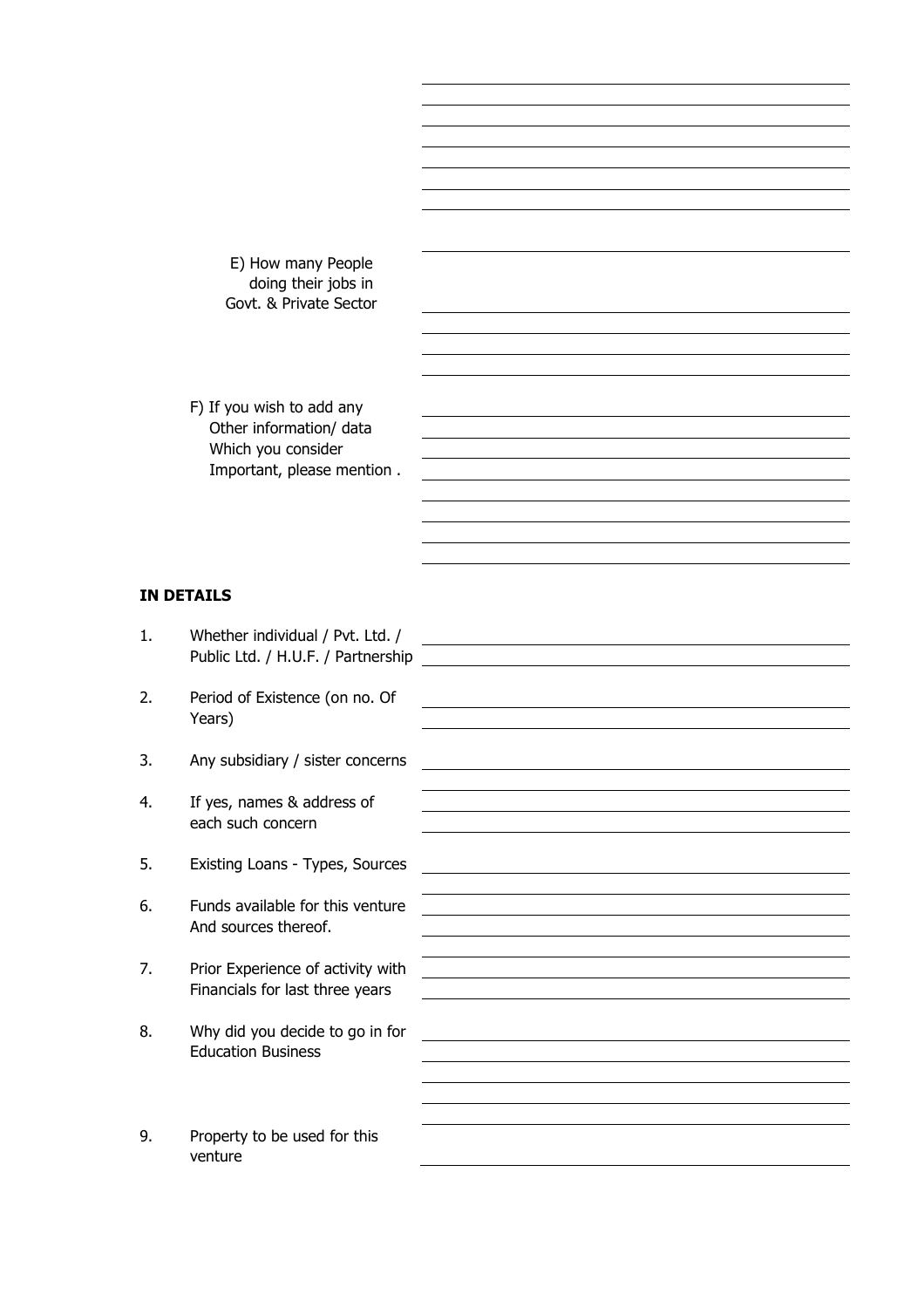E) How many People doing their jobs in Govt. & Private Sector

F) If you wish to add any Other information/ data Which you consider Important, please mention .

**IN DETAILS**

1. Whether individual / Pvt. Ltd. / Public Ltd. / H.U.F. / Partnership
2. Period of Existence (on no. Of Years)
3. Any subsidiary / sister concerns
4. If yes, names & address of each such concern
5. Existing Loans - Types, Sources
6. Funds available for this venture And sources thereof.
7. Prior Experience of activity with Financials for last three years
8. Why did you decide to go in for Education Business
9. Property to be used for this venture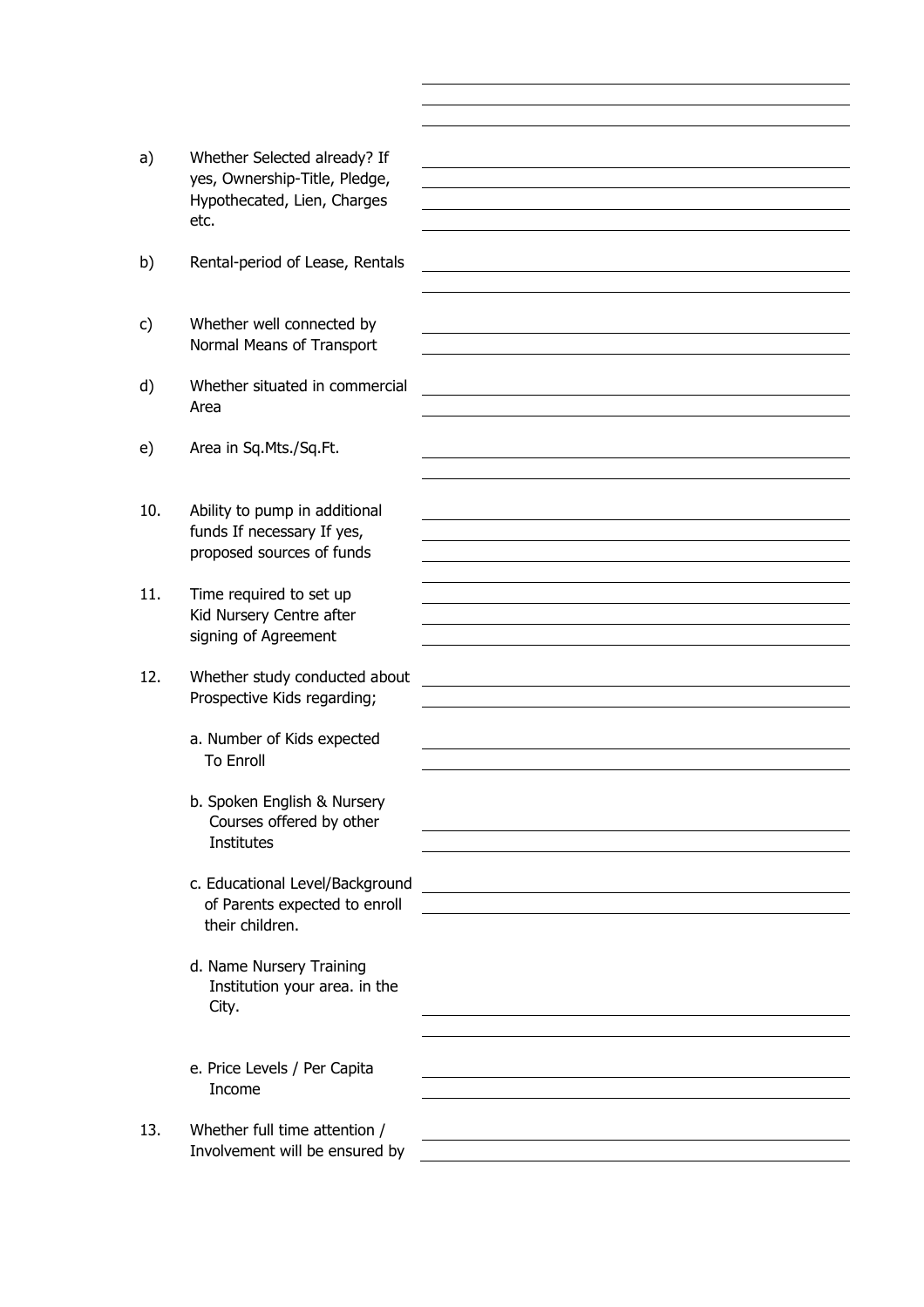a) Whether Selected already? If yes, Ownership-Title, Pledge, Hypothecated, Lien, Charges etc. ______________________

b) Rental-period of Lease, Rentals ______________________

c) Whether well connected by Normal Means of Transport ______________________

d) Whether situated in commercial Area ______________________

e) Area in Sq.Mts./Sq.Ft. ______________________

10. Ability to pump in additional funds If necessary If yes, proposed sources of funds ______________________

11. Time required to set up Kid Nursery Centre after signing of Agreement ______________________

12. Whether study conducted about Prospective Kids regarding; ______________________

    a. Number of Kids expected To Enroll ______________________

    b. Spoken English & Nursery Courses offered by other Institutes ______________________

    c. Educational Level/Background of Parents expected to enroll their children. ______________________

    d. Name Nursery Training Institution your area. in the City. ______________________

    e. Price Levels / Per Capita Income ______________________

13. Whether full time attention / Involvement will be ensured by ______________________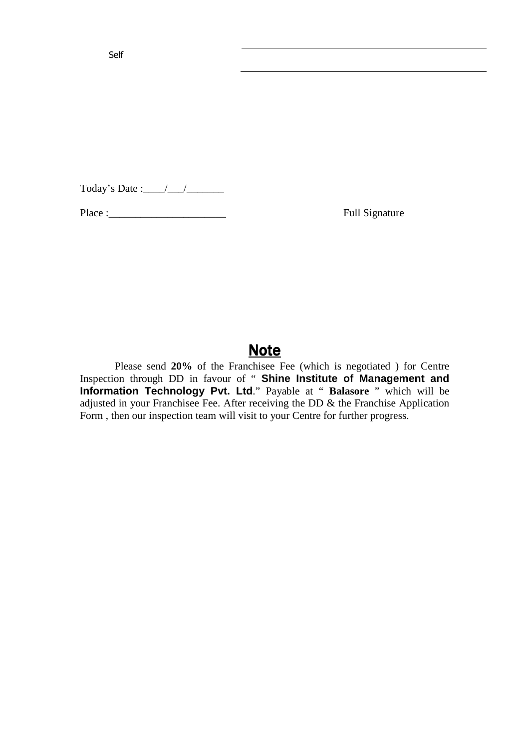Self

Today's Date :____/___/_______

Place :______________________ Full Signature

## Note

Please send **20%** of the Franchisee Fee (which is negotiated ) for Centre Inspection through DD in favour of " **Shine Institute of Management and Information Technology Pvt. Ltd**." Payable at " **Balasore** " which will be adjusted in your Franchisee Fee. After receiving the DD & the Franchise Application Form , then our inspection team will visit to your Centre for further progress.